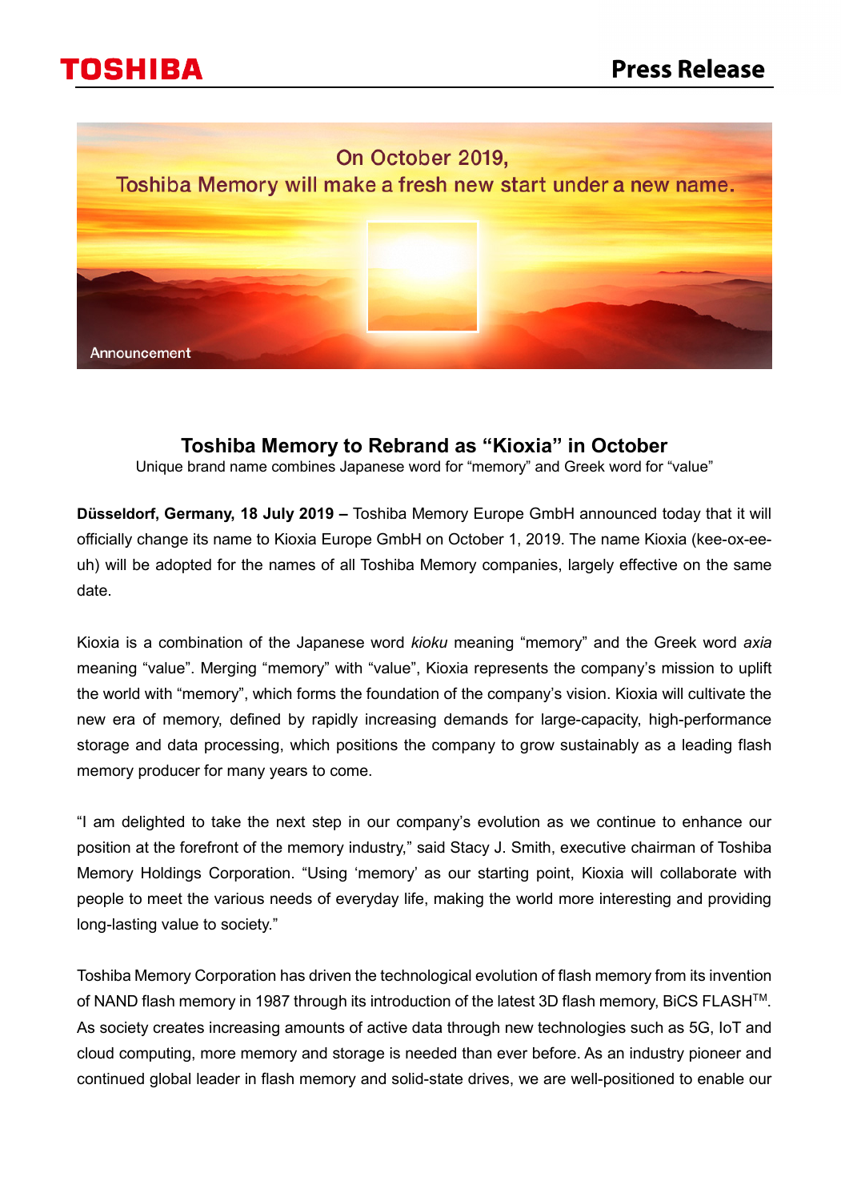On October 2019,
Toshiba Memory will make a fresh new start under a new name.

Announcement

## Toshiba Memory to Rebrand as "Kioxia" in October

Unique brand name combines Japanese word for "memory" and Greek word for "value"

**Düsseldorf, Germany, 18 July 2019 –** Toshiba Memory Europe GmbH announced today that it will officially change its name to Kioxia Europe GmbH on October 1, 2019. The name Kioxia (kee-ox-ee-uh) will be adopted for the names of all Toshiba Memory companies, largely effective on the same date.

Kioxia is a combination of the Japanese word *kioku* meaning "memory" and the Greek word *axia* meaning "value". Merging "memory" with "value", Kioxia represents the company's mission to uplift the world with "memory", which forms the foundation of the company's vision. Kioxia will cultivate the new era of memory, defined by rapidly increasing demands for large-capacity, high-performance storage and data processing, which positions the company to grow sustainably as a leading flash memory producer for many years to come.

"I am delighted to take the next step in our company's evolution as we continue to enhance our position at the forefront of the memory industry," said Stacy J. Smith, executive chairman of Toshiba Memory Holdings Corporation. "Using 'memory' as our starting point, Kioxia will collaborate with people to meet the various needs of everyday life, making the world more interesting and providing long-lasting value to society."

Toshiba Memory Corporation has driven the technological evolution of flash memory from its invention of NAND flash memory in 1987 through its introduction of the latest 3D flash memory, BiCS FLASH™. As society creates increasing amounts of active data through new technologies such as 5G, IoT and cloud computing, more memory and storage is needed than ever before. As an industry pioneer and continued global leader in flash memory and solid-state drives, we are well-positioned to enable our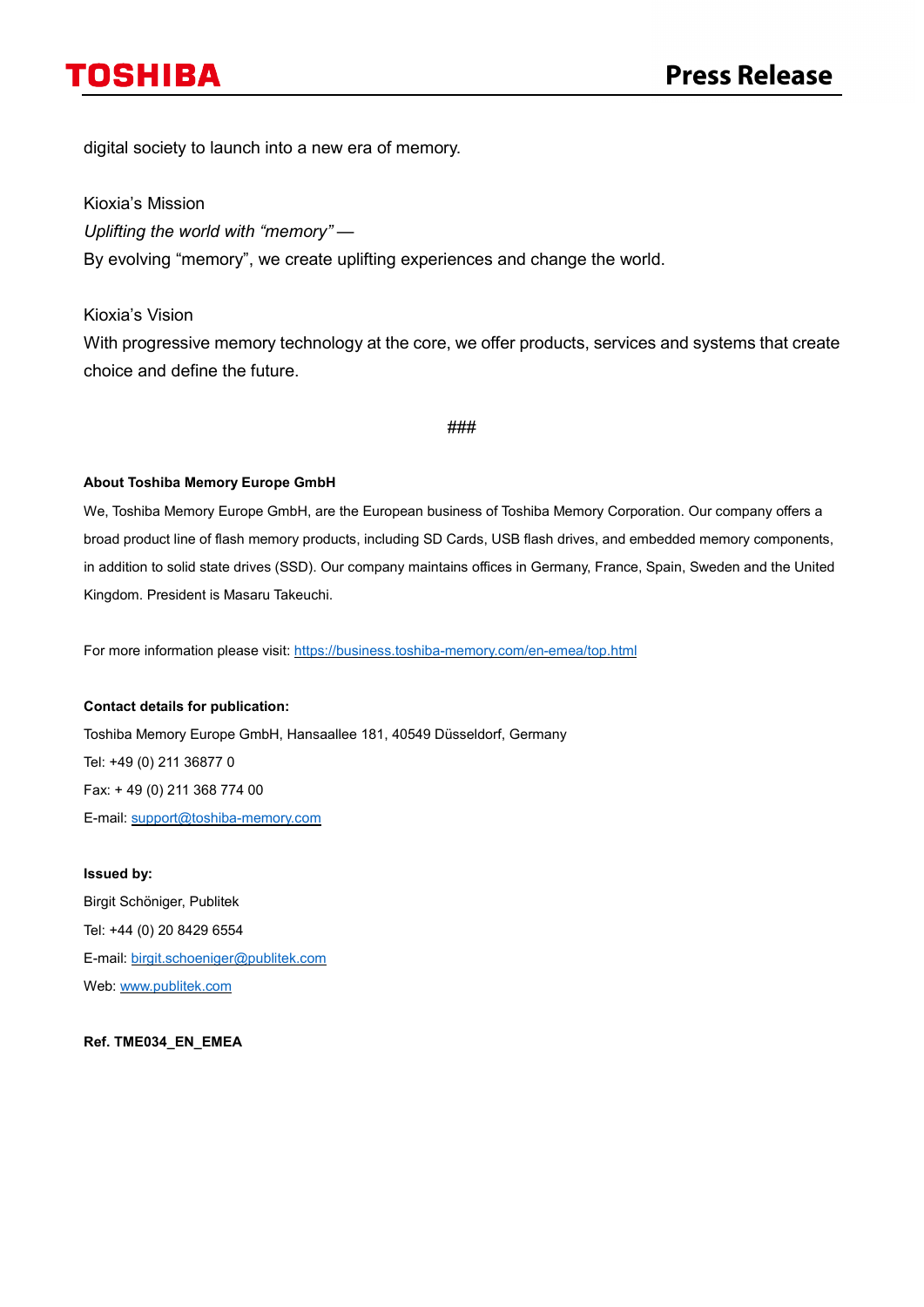digital society to launch into a new era of memory.

Kioxia's Mission

*Uplifting the world with "memory"* —

By evolving "memory", we create uplifting experiences and change the world.

Kioxia's Vision

With progressive memory technology at the core, we offer products, services and systems that create choice and define the future.

###

**About Toshiba Memory Europe GmbH**

We, Toshiba Memory Europe GmbH, are the European business of Toshiba Memory Corporation. Our company offers a broad product line of flash memory products, including SD Cards, USB flash drives, and embedded memory components, in addition to solid state drives (SSD). Our company maintains offices in Germany, France, Spain, Sweden and the United Kingdom. President is Masaru Takeuchi.

For more information please visit: https://business.toshiba-memory.com/en-emea/top.html

**Contact details for publication:**

Toshiba Memory Europe GmbH, Hansaallee 181, 40549 Düsseldorf, Germany

Tel: +49 (0) 211 36877 0

Fax: + 49 (0) 211 368 774 00

E-mail: support@toshiba-memory.com

**Issued by:**

Birgit Schöniger, Publitek

Tel: +44 (0) 20 8429 6554

E-mail: birgit.schoeniger@publitek.com

Web: www.publitek.com

**Ref. TME034_EN_EMEA**